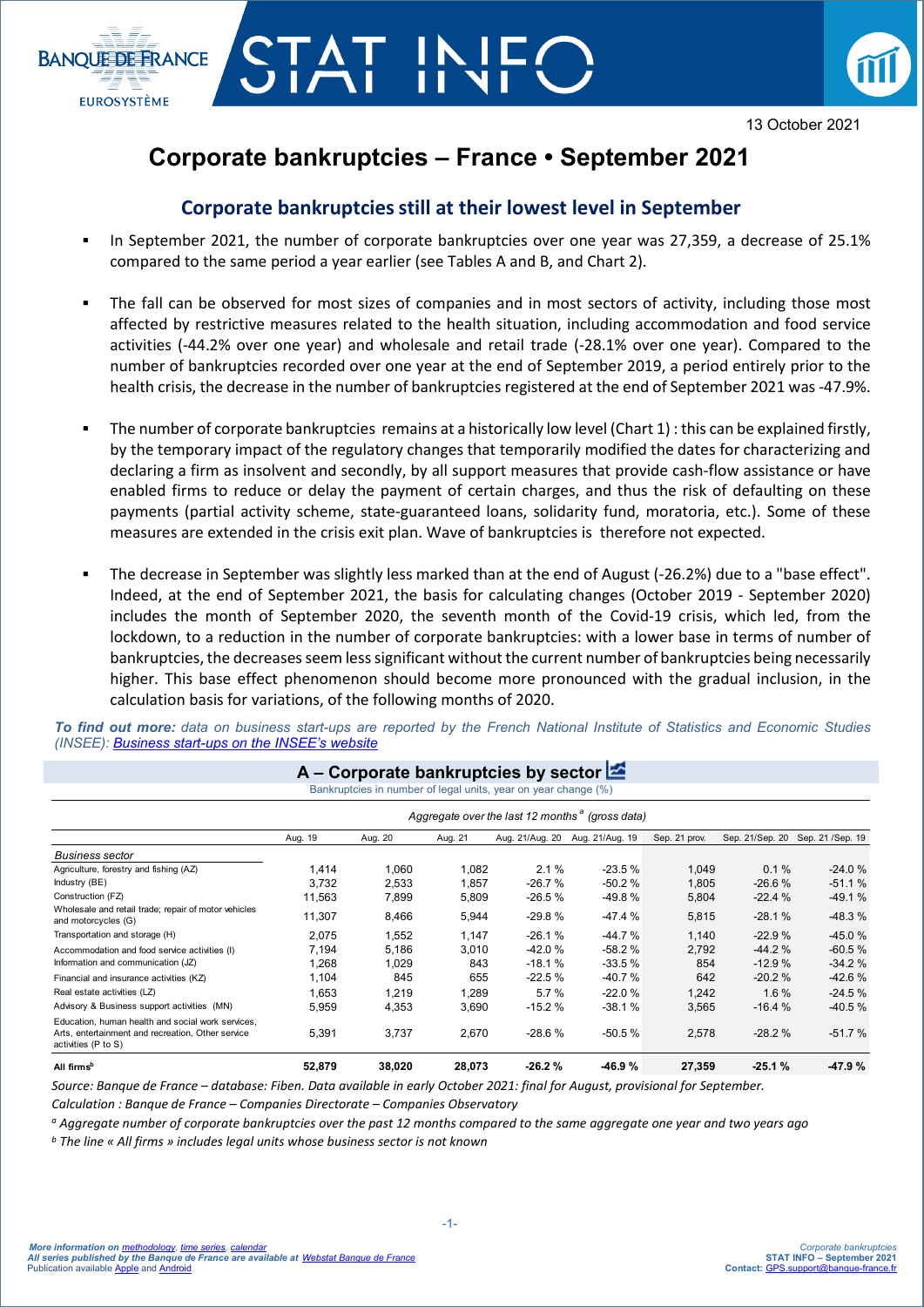13 October 2021

# Corporate bankruptcies – France • September 2021

## Corporate bankruptcies still at their lowest level in September

- In September 2021, the number of corporate bankruptcies over one year was 27,359, a decrease of 25.1% compared to the same period a year earlier (see Tables A and B, and Chart 2).
- The fall can be observed for most sizes of companies and in most sectors of activity, including those most affected by restrictive measures related to the health situation, including accommodation and food service activities (-44.2% over one year) and wholesale and retail trade (-28.1% over one year). Compared to the number of bankruptcies recorded over one year at the end of September 2019, a period entirely prior to the health crisis, the decrease in the number of bankruptcies registered at the end of September 2021 was -47.9%.
- The number of corporate bankruptcies remains at a historically low level (Chart 1) : this can be explained firstly, by the temporary impact of the regulatory changes that temporarily modified the dates for characterizing and declaring a firm as insolvent and secondly, by all support measures that provide cash-flow assistance or have enabled firms to reduce or delay the payment of certain charges, and thus the risk of defaulting on these payments (partial activity scheme, state-guaranteed loans, solidarity fund, moratoria, etc.). Some of these measures are extended in the crisis exit plan. Wave of bankruptcies is therefore not expected.
- The decrease in September was slightly less marked than at the end of August (-26.2%) due to a "base effect". Indeed, at the end of September 2021, the basis for calculating changes (October 2019 - September 2020) includes the month of September 2020, the seventh month of the Covid-19 crisis, which led, from the lockdown, to a reduction in the number of corporate bankruptcies: with a lower base in terms of number of bankruptcies, the decreases seem less significant without the current number of bankruptcies being necessarily higher. This base effect phenomenon should become more pronounced with the gradual inclusion, in the calculation basis for variations, of the following months of 2020.

***To find out more:*** *data on business start-ups are reported by the French National Institute of Statistics and Economic Studies (INSEE): [Business start-ups on the INSEE's website](#)*

### A – Corporate bankruptcies by sector

Bankruptcies in number of legal units, year on year change (%)

| | Aggregate over the last 12 months [a] (gross data) | | | | | | | |
|---|---|---|---|---|---|---|---|---|
| | Aug. 19 | Aug. 20 | Aug. 21 | Aug. 21/Aug. 20 | Aug. 21/Aug. 19 | Sep. 21 prov. | Sep. 21/Sep. 20 | Sep. 21 /Sep. 19 |
| *Business sector* | | | | | | | | |
| Agriculture, forestry and fishing (AZ) | 1,414 | 1,060 | 1,082 | 2.1 % | -23.5 % | 1,049 | 0.1 % | -24.0 % |
| Industry (BE) | 3,732 | 2,533 | 1,857 | -26.7 % | -50.2 % | 1,805 | -26.6 % | -51.1 % |
| Construction (FZ) | 11,563 | 7,899 | 5,809 | -26.5 % | -49.8 % | 5,804 | -22.4 % | -49.1 % |
| Wholesale and retail trade; repair of motor vehicles and motorcycles (G) | 11,307 | 8,466 | 5,944 | -29.8 % | -47.4 % | 5,815 | -28.1 % | -48.3 % |
| Transportation and storage (H) | 2,075 | 1,552 | 1,147 | -26.1 % | -44.7 % | 1,140 | -22.9 % | -45.0 % |
| Accommodation and food service activities (I) | 7,194 | 5,186 | 3,010 | -42.0 % | -58.2 % | 2,792 | -44.2 % | -60.5 % |
| Information and communication (JZ) | 1,268 | 1,029 | 843 | -18.1 % | -33.5 % | 854 | -12.9 % | -34.2 % |
| Financial and insurance activities (KZ) | 1,104 | 845 | 655 | -22.5 % | -40.7 % | 642 | -20.2 % | -42.6 % |
| Real estate activities (LZ) | 1,653 | 1,219 | 1,289 | 5.7 % | -22.0 % | 1,242 | 1.6 % | -24.5 % |
| Advisory & Business support activities (MN) | 5,959 | 4,353 | 3,690 | -15.2 % | -38.1 % | 3,565 | -16.4 % | -40.5 % |
| Education, human health and social work services, Arts, entertainment and recreation, Other service activities (P to S) | 5,391 | 3,737 | 2,670 | -28.6 % | -50.5 % | 2,578 | -28.2 % | -51.7 % |
| **All firms[b]** | **52,879** | **38,020** | **28,073** | **-26.2 %** | **-46.9 %** | **27,359** | **-25.1 %** | **-47.9 %** |

*Source: Banque de France – database: Fiben. Data available in early October 2021: final for August, provisional for September.*

*Calculation : Banque de France – Companies Directorate – Companies Observatory*

*[a] Aggregate number of corporate bankruptcies over the past 12 months compared to the same aggregate one year and two years ago*

*[b] The line « All firms » includes legal units whose business sector is not known*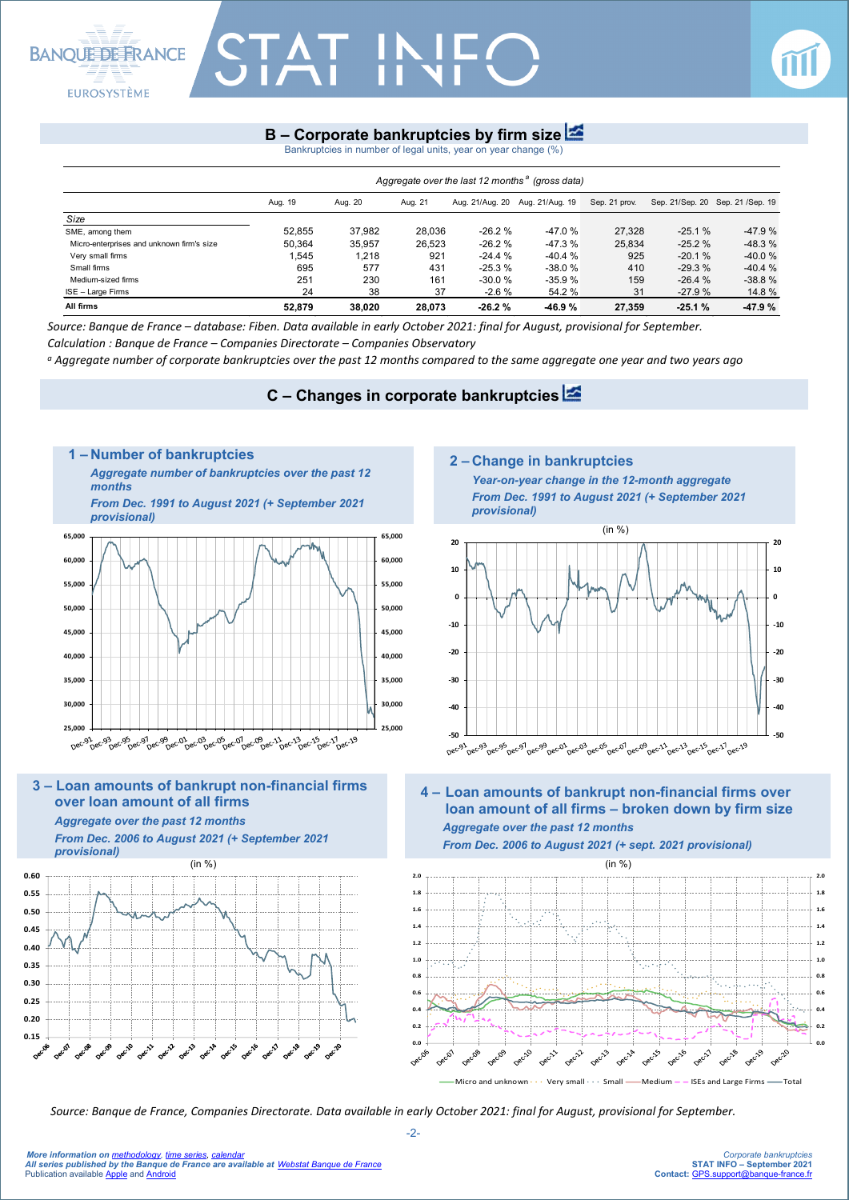## B – Corporate bankruptcies by firm size

Bankruptcies in number of legal units, year on year change (%)

| | Aggregate over the last 12 months [a] (gross data) | | | | | | | |
|---|---|---|---|---|---|---|---|---|
| | Aug. 19 | Aug. 20 | Aug. 21 | Aug. 21/Aug. 20 | Aug. 21/Aug. 19 | Sep. 21 prov. | Sep. 21/Sep. 20 | Sep. 21 /Sep. 19 |
| *Size* | | | | | | | | |
| SME, among them | 52,855 | 37,982 | 28,036 | -26.2 % | -47.0 % | 27,328 | -25.1 % | -47.9 % |
| Micro-enterprises and unknown firm's size | 50,364 | 35,957 | 26,523 | -26.2 % | -47.3 % | 25,834 | -25.2 % | -48.3 % |
| Very small firms | 1,545 | 1,218 | 921 | -24.4 % | -40.4 % | 925 | -20.1 % | -40.0 % |
| Small firms | 695 | 577 | 431 | -25.3 % | -38.0 % | 410 | -29.3 % | -40.4 % |
| Medium-sized firms | 251 | 230 | 161 | -30.0 % | -35.9 % | 159 | -26.4 % | -38.8 % |
| ISE – Large Firms | 24 | 38 | 37 | -2.6 % | 54.2 % | 31 | -27.9 % | 14.8 % |
| **All firms** | **52,879** | **38,020** | **28,073** | **-26.2 %** | **-46.9 %** | **27,359** | **-25.1 %** | **-47.9 %** |

*Source: Banque de France – database: Fiben. Data available in early October 2021: final for August, provisional for September.*

*Calculation : Banque de France – Companies Directorate – Companies Observatory*

*[a] Aggregate number of corporate bankruptcies over the past 12 months compared to the same aggregate one year and two years ago*

## C – Changes in corporate bankruptcies

### 1 – Number of bankruptcies

*Aggregate number of bankruptcies over the past 12 months*

*From Dec. 1991 to August 2021 (+ September 2021 provisional)*

### 2 – Change in bankruptcies

*Year-on-year change in the 12-month aggregate*

*From Dec. 1991 to August 2021 (+ September 2021 provisional)*

(in %)

### 3 – Loan amounts of bankrupt non-financial firms over loan amount of all firms

*Aggregate over the past 12 months*

*From Dec. 2006 to August 2021 (+ September 2021 provisional)*

(in %)

### 4 – Loan amounts of bankrupt non-financial firms over loan amount of all firms – broken down by firm size

*Aggregate over the past 12 months*

*From Dec. 2006 to August 2021 (+ sept. 2021 provisional)*

(in %)

*Source: Banque de France, Companies Directorate. Data available in early October 2021: final for August, provisional for September.*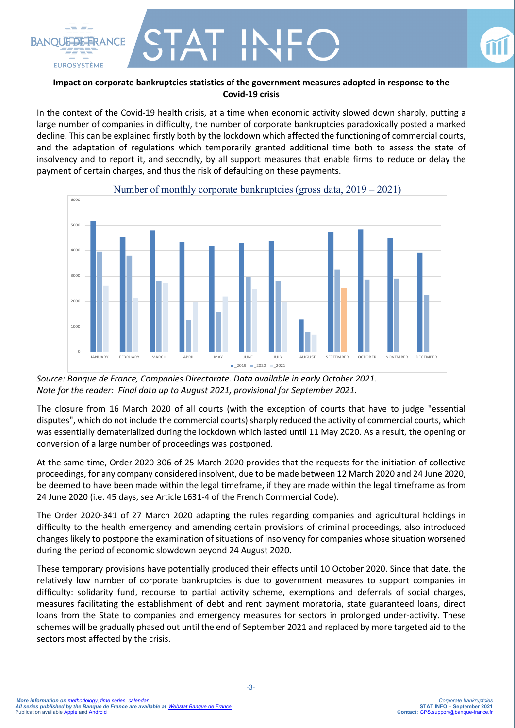**Impact on corporate bankruptcies statistics of the government measures adopted in response to the Covid-19 crisis**

In the context of the Covid-19 health crisis, at a time when economic activity slowed down sharply, putting a large number of companies in difficulty, the number of corporate bankruptcies paradoxically posted a marked decline. This can be explained firstly both by the lockdown which affected the functioning of commercial courts, and the adaptation of regulations which temporarily granted additional time both to assess the state of insolvency and to report it, and secondly, by all support measures that enable firms to reduce or delay the payment of certain charges, and thus the risk of defaulting on these payments.

Number of monthly corporate bankruptcies (gross data, 2019 – 2021)

6000
5000
4000
3000
2000
1000
0

JANUARY FEBRUARY MARCH APRIL MAY JUNE JULY AUGUST SEPTEMBER OCTOBER NOVEMBER DECEMBER

_2019 _2020 _2021

*Source: Banque de France, Companies Directorate. Data available in early October 2021.*
*Note for the reader: Final data up to August 2021, provisional for September 2021.*

The closure from 16 March 2020 of all courts (with the exception of courts that have to judge "essential disputes", which do not include the commercial courts) sharply reduced the activity of commercial courts, which was essentially dematerialized during the lockdown which lasted until 11 May 2020. As a result, the opening or conversion of a large number of proceedings was postponed.

At the same time, Order 2020-306 of 25 March 2020 provides that the requests for the initiation of collective proceedings, for any company considered insolvent, due to be made between 12 March 2020 and 24 June 2020, be deemed to have been made within the legal timeframe, if they are made within the legal timeframe as from 24 June 2020 (i.e. 45 days, see Article L631-4 of the French Commercial Code).

The Order 2020-341 of 27 March 2020 adapting the rules regarding companies and agricultural holdings in difficulty to the health emergency and amending certain provisions of criminal proceedings, also introduced changes likely to postpone the examination of situations of insolvency for companies whose situation worsened during the period of economic slowdown beyond 24 August 2020.

These temporary provisions have potentially produced their effects until 10 October 2020. Since that date, the relatively low number of corporate bankruptcies is due to government measures to support companies in difficulty: solidarity fund, recourse to partial activity scheme, exemptions and deferrals of social charges, measures facilitating the establishment of debt and rent payment moratoria, state guaranteed loans, direct loans from the State to companies and emergency measures for sectors in prolonged under-activity. These schemes will be gradually phased out until the end of September 2021 and replaced by more targeted aid to the sectors most affected by the crisis.